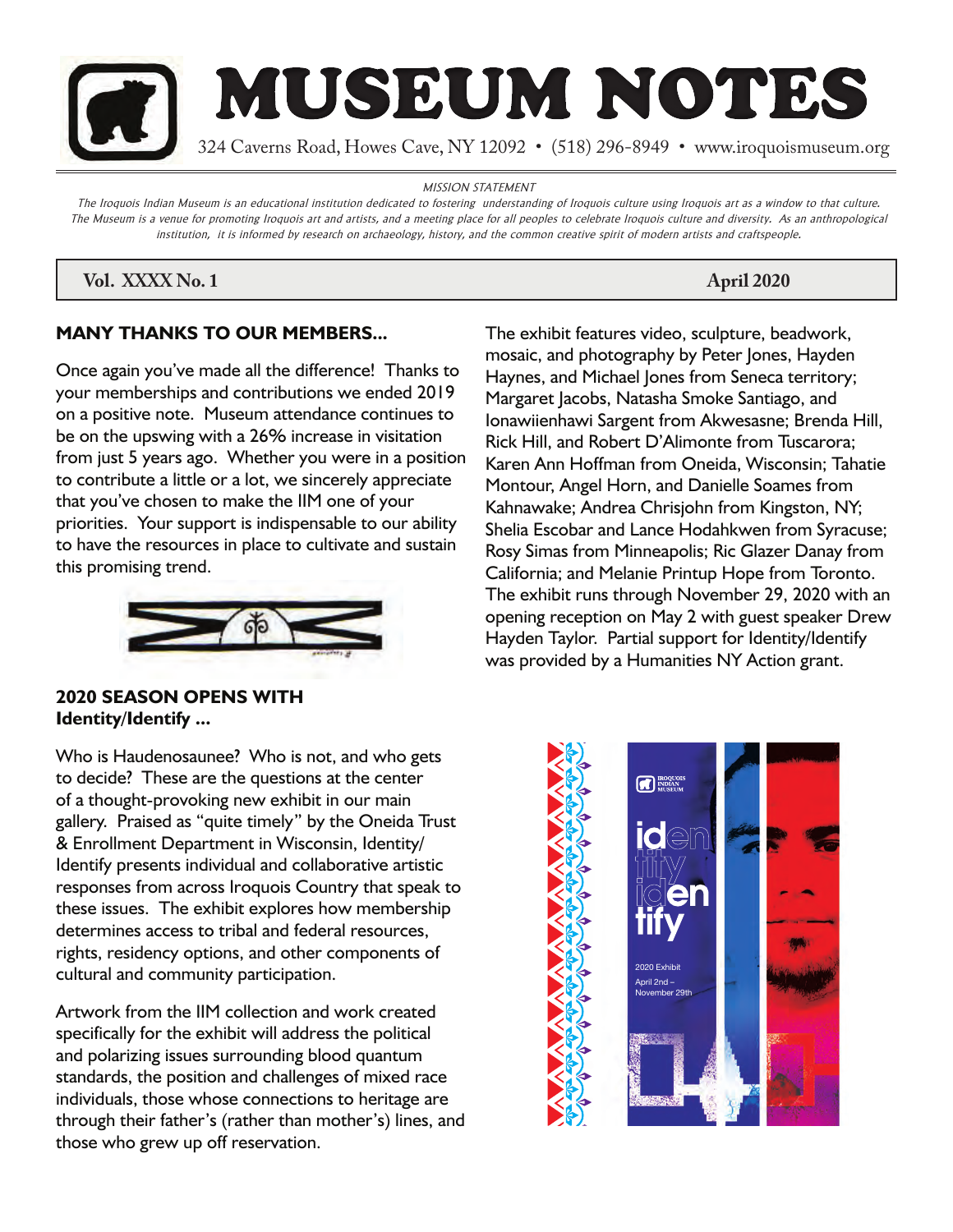# MUSEUM NOTES

324 Caverns Road, Howes Cave, NY 12092 • (518) 296-8949 • www.iroquoismuseum.org

*MISSION STATEMENT*

*The Iroquois Indian Museum is an educational institution dedicated to fostering understanding of Iroquois culture using Iroquois art as a window to that culture. The Museum is a venue for promoting Iroquois art and artists, and a meeting place for all peoples to celebrate Iroquois culture and diversity. As an anthropological institution, it is informed by research on archaeology, history, and the common creative spirit of modern artists and craftspeople.*

**Vol. XXXX No. 1** **April 2020**

## MANY THANKS TO OUR MEMBERS...

Once again you've made all the difference! Thanks to your memberships and contributions we ended 2019 on a positive note. Museum attendance continues to be on the upswing with a 26% increase in visitation from just 5 years ago. Whether you were in a position to contribute a little or a lot, we sincerely appreciate that you've chosen to make the IIM one of your priorities. Your support is indispensable to our ability to have the resources in place to cultivate and sustain this promising trend.

## 2020 SEASON OPENS WITH Identity/Identify ...

Who is Haudenosaunee? Who is not, and who gets to decide? These are the questions at the center of a thought-provoking new exhibit in our main gallery. Praised as "quite timely" by the Oneida Trust & Enrollment Department in Wisconsin, Identity/Identify presents individual and collaborative artistic responses from across Iroquois Country that speak to these issues. The exhibit explores how membership determines access to tribal and federal resources, rights, residency options, and other components of cultural and community participation.

Artwork from the IIM collection and work created specifically for the exhibit will address the political and polarizing issues surrounding blood quantum standards, the position and challenges of mixed race individuals, those whose connections to heritage are through their father's (rather than mother's) lines, and those who grew up off reservation.

The exhibit features video, sculpture, beadwork, mosaic, and photography by Peter Jones, Hayden Haynes, and Michael Jones from Seneca territory; Margaret Jacobs, Natasha Smoke Santiago, and Ionawiienhawi Sargent from Akwesasne; Brenda Hill, Rick Hill, and Robert D'Alimonte from Tuscarora; Karen Ann Hoffman from Oneida, Wisconsin; Tahatie Montour, Angel Horn, and Danielle Soames from Kahnawake; Andrea Chrisjohn from Kingston, NY; Shelia Escobar and Lance Hodahkwen from Syracuse; Rosy Simas from Minneapolis; Ric Glazer Danay from California; and Melanie Printup Hope from Toronto. The exhibit runs through November 29, 2020 with an opening reception on May 2 with guest speaker Drew Hayden Taylor. Partial support for Identity/Identify was provided by a Humanities NY Action grant.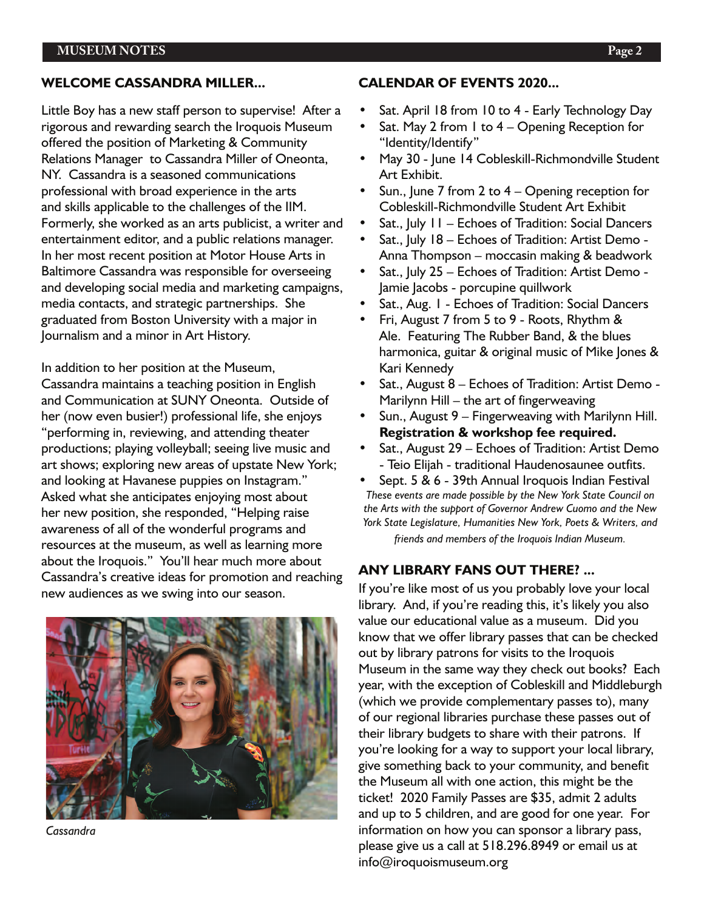## WELCOME CASSANDRA MILLER...

Little Boy has a new staff person to supervise! After a rigorous and rewarding search the Iroquois Museum offered the position of Marketing & Community Relations Manager to Cassandra Miller of Oneonta, NY. Cassandra is a seasoned communications professional with broad experience in the arts and skills applicable to the challenges of the IIM. Formerly, she worked as an arts publicist, a writer and entertainment editor, and a public relations manager. In her most recent position at Motor House Arts in Baltimore Cassandra was responsible for overseeing and developing social media and marketing campaigns, media contacts, and strategic partnerships. She graduated from Boston University with a major in Journalism and a minor in Art History.

In addition to her position at the Museum, Cassandra maintains a teaching position in English and Communication at SUNY Oneonta. Outside of her (now even busier!) professional life, she enjoys "performing in, reviewing, and attending theater productions; playing volleyball; seeing live music and art shows; exploring new areas of upstate New York; and looking at Havanese puppies on Instagram." Asked what she anticipates enjoying most about her new position, she responded, "Helping raise awareness of all of the wonderful programs and resources at the museum, as well as learning more about the Iroquois." You'll hear much more about Cassandra's creative ideas for promotion and reaching new audiences as we swing into our season.

*Cassandra*

## CALENDAR OF EVENTS 2020...

- Sat. April 18 from 10 to 4 - Early Technology Day
- Sat. May 2 from 1 to 4 – Opening Reception for "Identity/Identify"
- May 30 - June 14 Cobleskill-Richmondville Student Art Exhibit.
- Sun., June 7 from 2 to 4 – Opening reception for Cobleskill-Richmondville Student Art Exhibit
- Sat., July 11 – Echoes of Tradition: Social Dancers
- Sat., July 18 – Echoes of Tradition: Artist Demo - Anna Thompson – moccasin making & beadwork
- Sat., July 25 – Echoes of Tradition: Artist Demo - Jamie Jacobs - porcupine quillwork
- Sat., Aug. 1 - Echoes of Tradition: Social Dancers
- Fri, August 7 from 5 to 9 - Roots, Rhythm & Ale. Featuring The Rubber Band, & the blues harmonica, guitar & original music of Mike Jones & Kari Kennedy
- Sat., August 8 – Echoes of Tradition: Artist Demo - Marilynn Hill – the art of fingerweaving
- Sun., August 9 – Fingerweaving with Marilynn Hill. **Registration & workshop fee required.**
- Sat., August 29 – Echoes of Tradition: Artist Demo - Teio Elijah - traditional Haudenosaunee outfits.
- Sept. 5 & 6 - 39th Annual Iroquois Indian Festival

*These events are made possible by the New York State Council on the Arts with the support of Governor Andrew Cuomo and the New York State Legislature, Humanities New York, Poets & Writers, and friends and members of the Iroquois Indian Museum.*

## ANY LIBRARY FANS OUT THERE? ...

If you're like most of us you probably love your local library. And, if you're reading this, it's likely you also value our educational value as a museum. Did you know that we offer library passes that can be checked out by library patrons for visits to the Iroquois Museum in the same way they check out books? Each year, with the exception of Cobleskill and Middleburgh (which we provide complementary passes to), many of our regional libraries purchase these passes out of their library budgets to share with their patrons. If you're looking for a way to support your local library, give something back to your community, and benefit the Museum all with one action, this might be the ticket! 2020 Family Passes are $35, admit 2 adults and up to 5 children, and are good for one year. For information on how you can sponsor a library pass, please give us a call at 518.296.8949 or email us at info@iroquoismuseum.org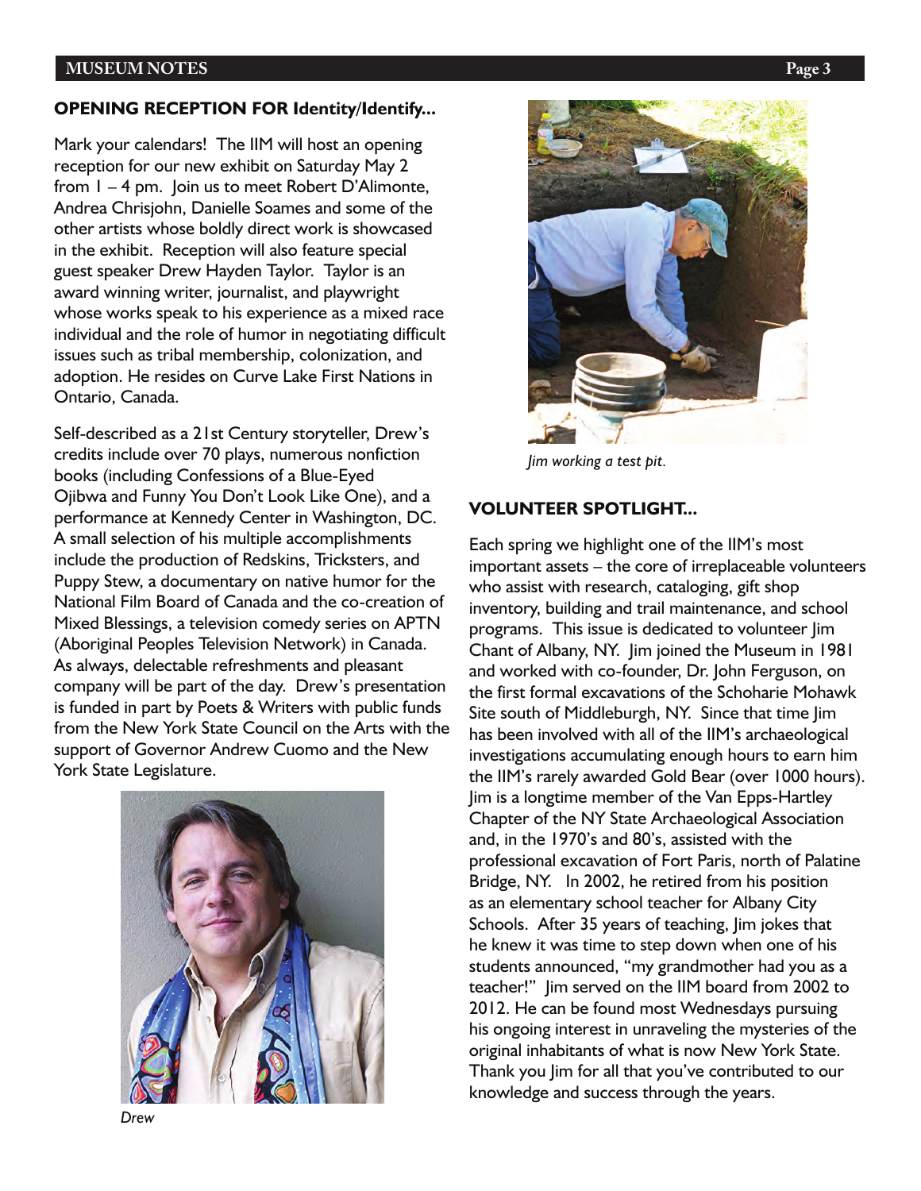## OPENING RECEPTION FOR Identity/Identify...

Mark your calendars! The IIM will host an opening reception for our new exhibit on Saturday May 2 from 1 – 4 pm. Join us to meet Robert D'Alimonte, Andrea Chrisjohn, Danielle Soames and some of the other artists whose boldly direct work is showcased in the exhibit. Reception will also feature special guest speaker Drew Hayden Taylor. Taylor is an award winning writer, journalist, and playwright whose works speak to his experience as a mixed race individual and the role of humor in negotiating difficult issues such as tribal membership, colonization, and adoption. He resides on Curve Lake First Nations in Ontario, Canada.

Self-described as a 21st Century storyteller, Drew's credits include over 70 plays, numerous nonfiction books (including Confessions of a Blue-Eyed Ojibwa and Funny You Don't Look Like One), and a performance at Kennedy Center in Washington, DC. A small selection of his multiple accomplishments include the production of Redskins, Tricksters, and Puppy Stew, a documentary on native humor for the National Film Board of Canada and the co-creation of Mixed Blessings, a television comedy series on APTN (Aboriginal Peoples Television Network) in Canada. As always, delectable refreshments and pleasant company will be part of the day. Drew's presentation is funded in part by Poets & Writers with public funds from the New York State Council on the Arts with the support of Governor Andrew Cuomo and the New York State Legislature.

*Drew*

*Jim working a test pit.*

## VOLUNTEER SPOTLIGHT...

Each spring we highlight one of the IIM's most important assets – the core of irreplaceable volunteers who assist with research, cataloging, gift shop inventory, building and trail maintenance, and school programs. This issue is dedicated to volunteer Jim Chant of Albany, NY. Jim joined the Museum in 1981 and worked with co-founder, Dr. John Ferguson, on the first formal excavations of the Schoharie Mohawk Site south of Middleburgh, NY. Since that time Jim has been involved with all of the IIM's archaeological investigations accumulating enough hours to earn him the IIM's rarely awarded Gold Bear (over 1000 hours). Jim is a longtime member of the Van Epps-Hartley Chapter of the NY State Archaeological Association and, in the 1970's and 80's, assisted with the professional excavation of Fort Paris, north of Palatine Bridge, NY. In 2002, he retired from his position as an elementary school teacher for Albany City Schools. After 35 years of teaching, Jim jokes that he knew it was time to step down when one of his students announced, "my grandmother had you as a teacher!" Jim served on the IIM board from 2002 to 2012. He can be found most Wednesdays pursuing his ongoing interest in unraveling the mysteries of the original inhabitants of what is now New York State. Thank you Jim for all that you've contributed to our knowledge and success through the years.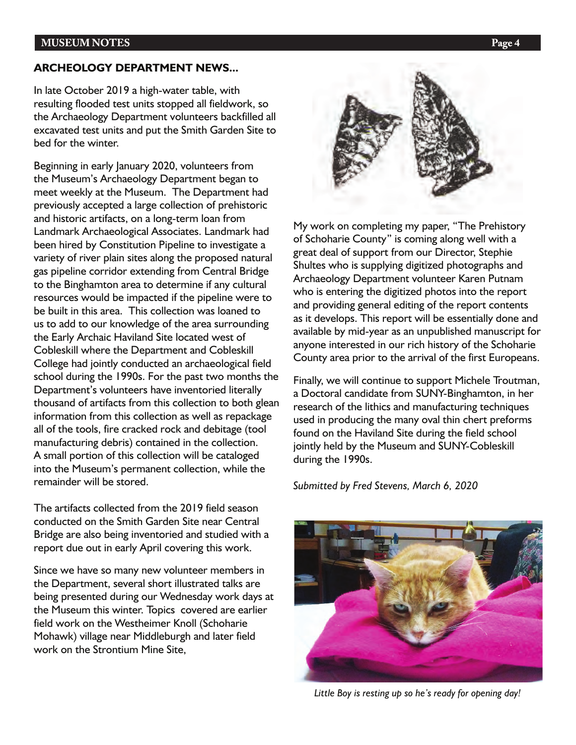## ARCHEOLOGY DEPARTMENT NEWS...

In late October 2019 a high-water table, with resulting flooded test units stopped all fieldwork, so the Archaeology Department volunteers backfilled all excavated test units and put the Smith Garden Site to bed for the winter.

Beginning in early January 2020, volunteers from the Museum's Archaeology Department began to meet weekly at the Museum. The Department had previously accepted a large collection of prehistoric and historic artifacts, on a long-term loan from Landmark Archaeological Associates. Landmark had been hired by Constitution Pipeline to investigate a variety of river plain sites along the proposed natural gas pipeline corridor extending from Central Bridge to the Binghamton area to determine if any cultural resources would be impacted if the pipeline were to be built in this area. This collection was loaned to us to add to our knowledge of the area surrounding the Early Archaic Haviland Site located west of Cobleskill where the Department and Cobleskill College had jointly conducted an archaeological field school during the 1990s. For the past two months the Department's volunteers have inventoried literally thousand of artifacts from this collection to both glean information from this collection as well as repackage all of the tools, fire cracked rock and debitage (tool manufacturing debris) contained in the collection. A small portion of this collection will be cataloged into the Museum's permanent collection, while the remainder will be stored.

The artifacts collected from the 2019 field season conducted on the Smith Garden Site near Central Bridge are also being inventoried and studied with a report due out in early April covering this work.

Since we have so many new volunteer members in the Department, several short illustrated talks are being presented during our Wednesday work days at the Museum this winter. Topics covered are earlier field work on the Westheimer Knoll (Schoharie Mohawk) village near Middleburgh and later field work on the Strontium Mine Site,

My work on completing my paper, "The Prehistory of Schoharie County" is coming along well with a great deal of support from our Director, Stephie Shultes who is supplying digitized photographs and Archaeology Department volunteer Karen Putnam who is entering the digitized photos into the report and providing general editing of the report contents as it develops. This report will be essentially done and available by mid-year as an unpublished manuscript for anyone interested in our rich history of the Schoharie County area prior to the arrival of the first Europeans.

Finally, we will continue to support Michele Troutman, a Doctoral candidate from SUNY-Binghamton, in her research of the lithics and manufacturing techniques used in producing the many oval thin chert preforms found on the Haviland Site during the field school jointly held by the Museum and SUNY-Cobleskill during the 1990s.

*Submitted by Fred Stevens, March 6, 2020*

*Little Boy is resting up so he's ready for opening day!*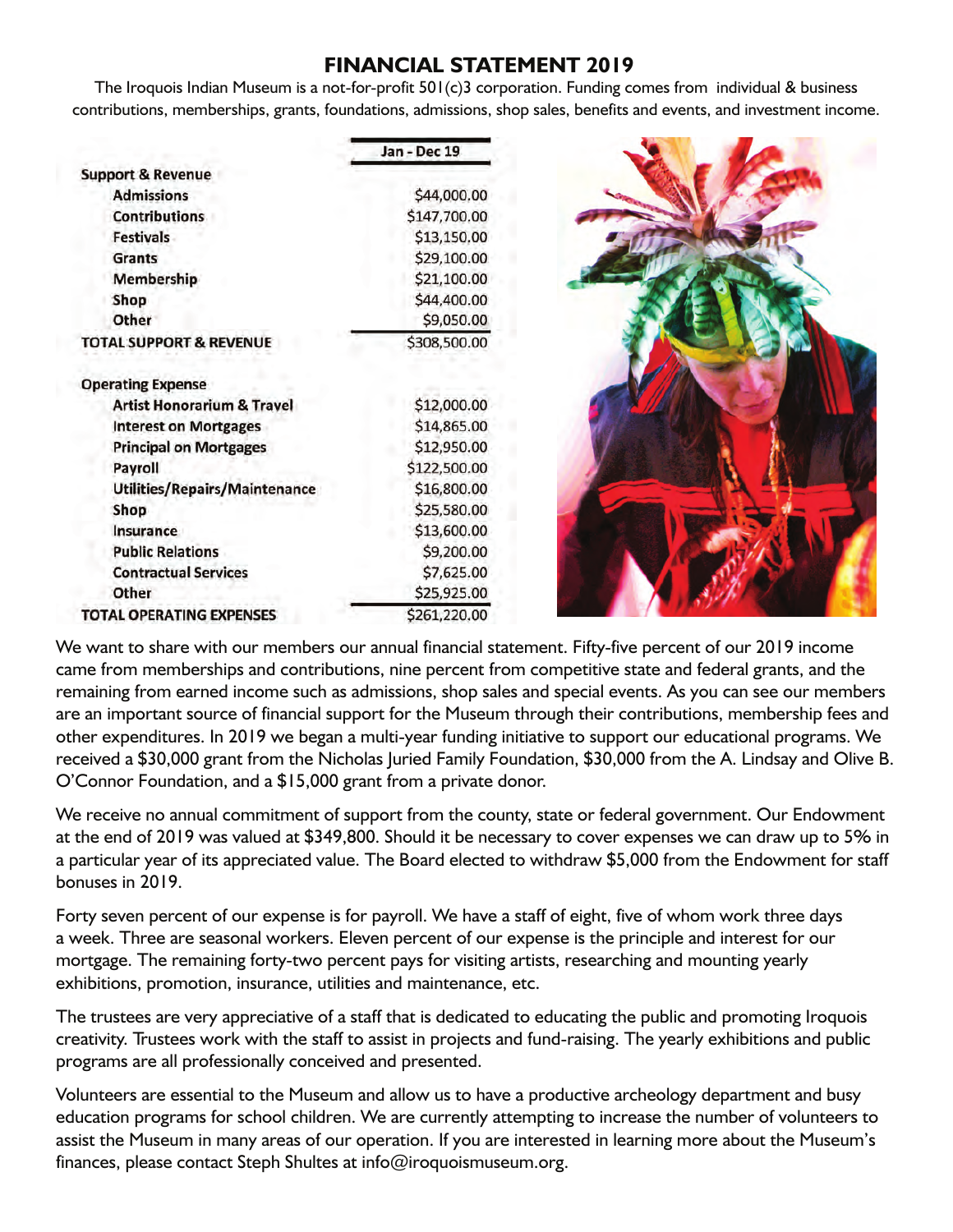# FINANCIAL STATEMENT 2019

The Iroquois Indian Museum is a not-for-profit 501(c)3 corporation. Funding comes from individual & business contributions, memberships, grants, foundations, admissions, shop sales, benefits and events, and investment income.

| | Jan - Dec 19 |
|---|---|
| **Support & Revenue** | |
| Admissions | $44,000.00 |
| Contributions | $147,700.00 |
| Festivals | $13,150.00 |
| Grants | $29,100.00 |
| Membership | $21,100.00 |
| Shop | $44,400.00 |
| Other | $9,050.00 |
| **TOTAL SUPPORT & REVENUE** | $308,500.00 |
| **Operating Expense** | |
| Artist Honorarium & Travel | $12,000.00 |
| Interest on Mortgages | $14,865.00 |
| Principal on Mortgages | $12,950.00 |
| Payroll | $122,500.00 |
| Utilities/Repairs/Maintenance | $16,800.00 |
| Shop | $25,580.00 |
| Insurance | $13,600.00 |
| Public Relations | $9,200.00 |
| Contractual Services | $7,625.00 |
| Other | $25,925.00 |
| **TOTAL OPERATING EXPENSES** | $261,220.00 |

We want to share with our members our annual financial statement. Fifty-five percent of our 2019 income came from memberships and contributions, nine percent from competitive state and federal grants, and the remaining from earned income such as admissions, shop sales and special events. As you can see our members are an important source of financial support for the Museum through their contributions, membership fees and other expenditures. In 2019 we began a multi-year funding initiative to support our educational programs. We received a $30,000 grant from the Nicholas Juried Family Foundation, $30,000 from the A. Lindsay and Olive B. O'Connor Foundation, and a $15,000 grant from a private donor.

We receive no annual commitment of support from the county, state or federal government. Our Endowment at the end of 2019 was valued at $349,800. Should it be necessary to cover expenses we can draw up to 5% in a particular year of its appreciated value. The Board elected to withdraw $5,000 from the Endowment for staff bonuses in 2019.

Forty seven percent of our expense is for payroll. We have a staff of eight, five of whom work three days a week. Three are seasonal workers. Eleven percent of our expense is the principle and interest for our mortgage. The remaining forty-two percent pays for visiting artists, researching and mounting yearly exhibitions, promotion, insurance, utilities and maintenance, etc.

The trustees are very appreciative of a staff that is dedicated to educating the public and promoting Iroquois creativity. Trustees work with the staff to assist in projects and fund-raising. The yearly exhibitions and public programs are all professionally conceived and presented.

Volunteers are essential to the Museum and allow us to have a productive archeology department and busy education programs for school children. We are currently attempting to increase the number of volunteers to assist the Museum in many areas of our operation. If you are interested in learning more about the Museum's finances, please contact Steph Shultes at info@iroquoismuseum.org.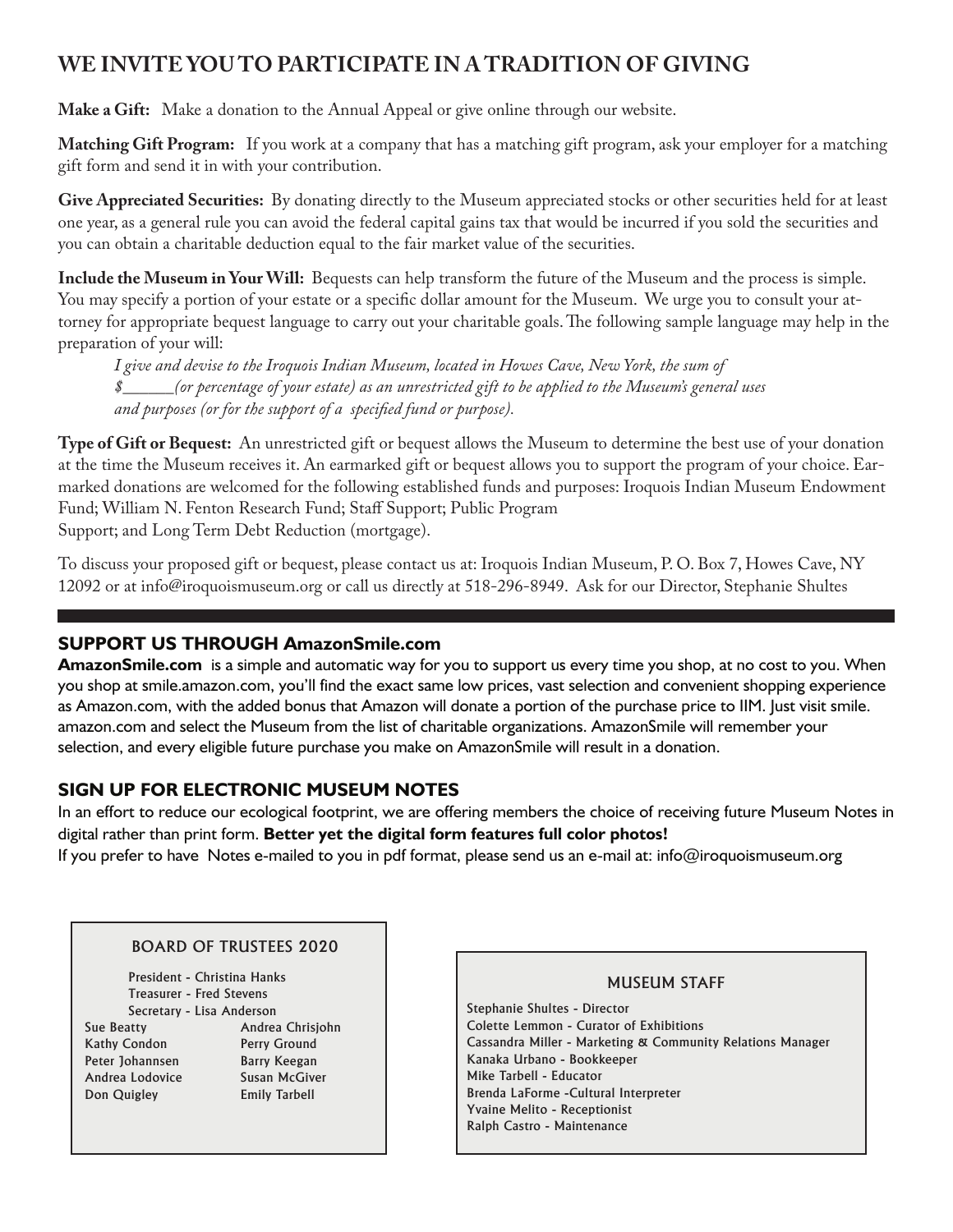## WE INVITE YOU TO PARTICIPATE IN A TRADITION OF GIVING

**Make a Gift:** Make a donation to the Annual Appeal or give online through our website.

**Matching Gift Program:** If you work at a company that has a matching gift program, ask your employer for a matching gift form and send it in with your contribution.

**Give Appreciated Securities:** By donating directly to the Museum appreciated stocks or other securities held for at least one year, as a general rule you can avoid the federal capital gains tax that would be incurred if you sold the securities and you can obtain a charitable deduction equal to the fair market value of the securities.

**Include the Museum in Your Will:** Bequests can help transform the future of the Museum and the process is simple. You may specify a portion of your estate or a specific dollar amount for the Museum. We urge you to consult your attorney for appropriate bequest language to carry out your charitable goals. The following sample language may help in the preparation of your will:

*I give and devise to the Iroquois Indian Museum, located in Howes Cave, New York, the sum of $______(or percentage of your estate) as an unrestricted gift to be applied to the Museum's general uses and purposes (or for the support of a specified fund or purpose).*

**Type of Gift or Bequest:** An unrestricted gift or bequest allows the Museum to determine the best use of your donation at the time the Museum receives it. An earmarked gift or bequest allows you to support the program of your choice. Earmarked donations are welcomed for the following established funds and purposes: Iroquois Indian Museum Endowment Fund; William N. Fenton Research Fund; Staff Support; Public Program Support; and Long Term Debt Reduction (mortgage).

To discuss your proposed gift or bequest, please contact us at: Iroquois Indian Museum, P. O. Box 7, Howes Cave, NY 12092 or at info@iroquoismuseum.org or call us directly at 518-296-8949. Ask for our Director, Stephanie Shultes

---

### SUPPORT US THROUGH AmazonSmile.com

**AmazonSmile.com** is a simple and automatic way for you to support us every time you shop, at no cost to you. When you shop at smile.amazon.com, you'll find the exact same low prices, vast selection and convenient shopping experience as Amazon.com, with the added bonus that Amazon will donate a portion of the purchase price to IIM. Just visit smile.amazon.com and select the Museum from the list of charitable organizations. AmazonSmile will remember your selection, and every eligible future purchase you make on AmazonSmile will result in a donation.

### SIGN UP FOR ELECTRONIC MUSEUM NOTES

In an effort to reduce our ecological footprint, we are offering members the choice of receiving future Museum Notes in digital rather than print form. **Better yet the digital form features full color photos!**
If you prefer to have Notes e-mailed to you in pdf format, please send us an e-mail at: info@iroquoismuseum.org

#### BOARD OF TRUSTEES 2020

President - Christina Hanks
Treasurer - Fred Stevens
Secretary - Lisa Anderson

Sue Beatty
Kathy Condon
Peter Johannsen
Andrea Lodovice
Don Quigley
Andrea Chrisjohn
Perry Ground
Barry Keegan
Susan McGiver
Emily Tarbell

#### MUSEUM STAFF

Stephanie Shultes - Director
Colette Lemmon - Curator of Exhibitions
Cassandra Miller - Marketing & Community Relations Manager
Kanaka Urbano - Bookkeeper
Mike Tarbell - Educator
Brenda LaForme -Cultural Interpreter
Yvaine Melito - Receptionist
Ralph Castro - Maintenance